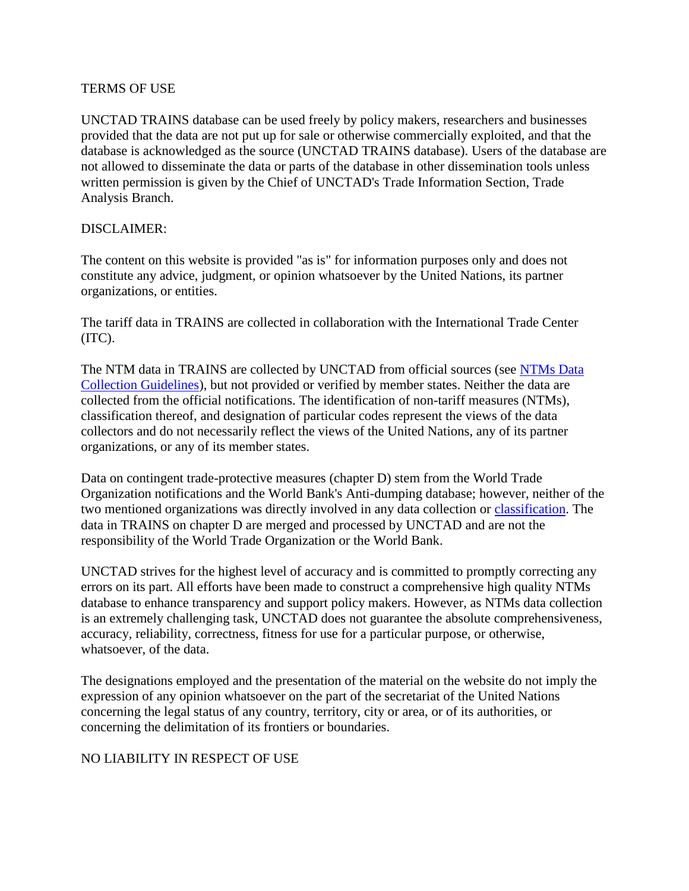## TERMS OF USE

UNCTAD TRAINS database can be used freely by policy makers, researchers and businesses provided that the data are not put up for sale or otherwise commercially exploited, and that the database is acknowledged as the source (UNCTAD TRAINS database). Users of the database are not allowed to disseminate the data or parts of the database in other dissemination tools unless written permission is given by the Chief of UNCTAD's Trade Information Section, Trade Analysis Branch.

## DISCLAIMER:

The content on this website is provided "as is" for information purposes only and does not constitute any advice, judgment, or opinion whatsoever by the United Nations, its partner organizations, or entities.

The tariff data in TRAINS are collected in collaboration with the International Trade Center (ITC).

The NTM data in TRAINS are collected by UNCTAD from official sources (see [NTMs Data Collection Guidelines]()), but not provided or verified by member states. Neither the data are collected from the official notifications. The identification of non-tariff measures (NTMs), classification thereof, and designation of particular codes represent the views of the data collectors and do not necessarily reflect the views of the United Nations, any of its partner organizations, or any of its member states.

Data on contingent trade-protective measures (chapter D) stem from the World Trade Organization notifications and the World Bank's Anti-dumping database; however, neither of the two mentioned organizations was directly involved in any data collection or [classification](). The data in TRAINS on chapter D are merged and processed by UNCTAD and are not the responsibility of the World Trade Organization or the World Bank.

UNCTAD strives for the highest level of accuracy and is committed to promptly correcting any errors on its part. All efforts have been made to construct a comprehensive high quality NTMs database to enhance transparency and support policy makers. However, as NTMs data collection is an extremely challenging task, UNCTAD does not guarantee the absolute comprehensiveness, accuracy, reliability, correctness, fitness for use for a particular purpose, or otherwise, whatsoever, of the data.

The designations employed and the presentation of the material on the website do not imply the expression of any opinion whatsoever on the part of the secretariat of the United Nations concerning the legal status of any country, territory, city or area, or of its authorities, or concerning the delimitation of its frontiers or boundaries.

## NO LIABILITY IN RESPECT OF USE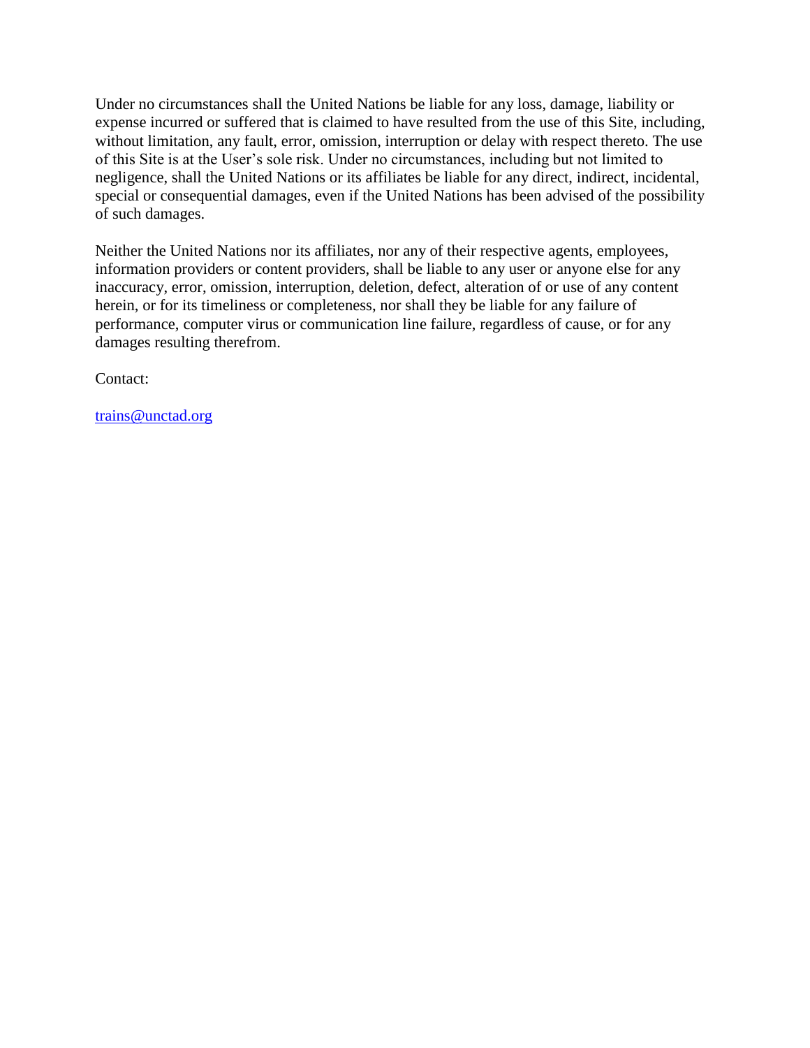Under no circumstances shall the United Nations be liable for any loss, damage, liability or expense incurred or suffered that is claimed to have resulted from the use of this Site, including, without limitation, any fault, error, omission, interruption or delay with respect thereto. The use of this Site is at the User's sole risk. Under no circumstances, including but not limited to negligence, shall the United Nations or its affiliates be liable for any direct, indirect, incidental, special or consequential damages, even if the United Nations has been advised of the possibility of such damages.

Neither the United Nations nor its affiliates, nor any of their respective agents, employees, information providers or content providers, shall be liable to any user or anyone else for any inaccuracy, error, omission, interruption, deletion, defect, alteration of or use of any content herein, or for its timeliness or completeness, nor shall they be liable for any failure of performance, computer virus or communication line failure, regardless of cause, or for any damages resulting therefrom.

Contact:

trains@unctad.org